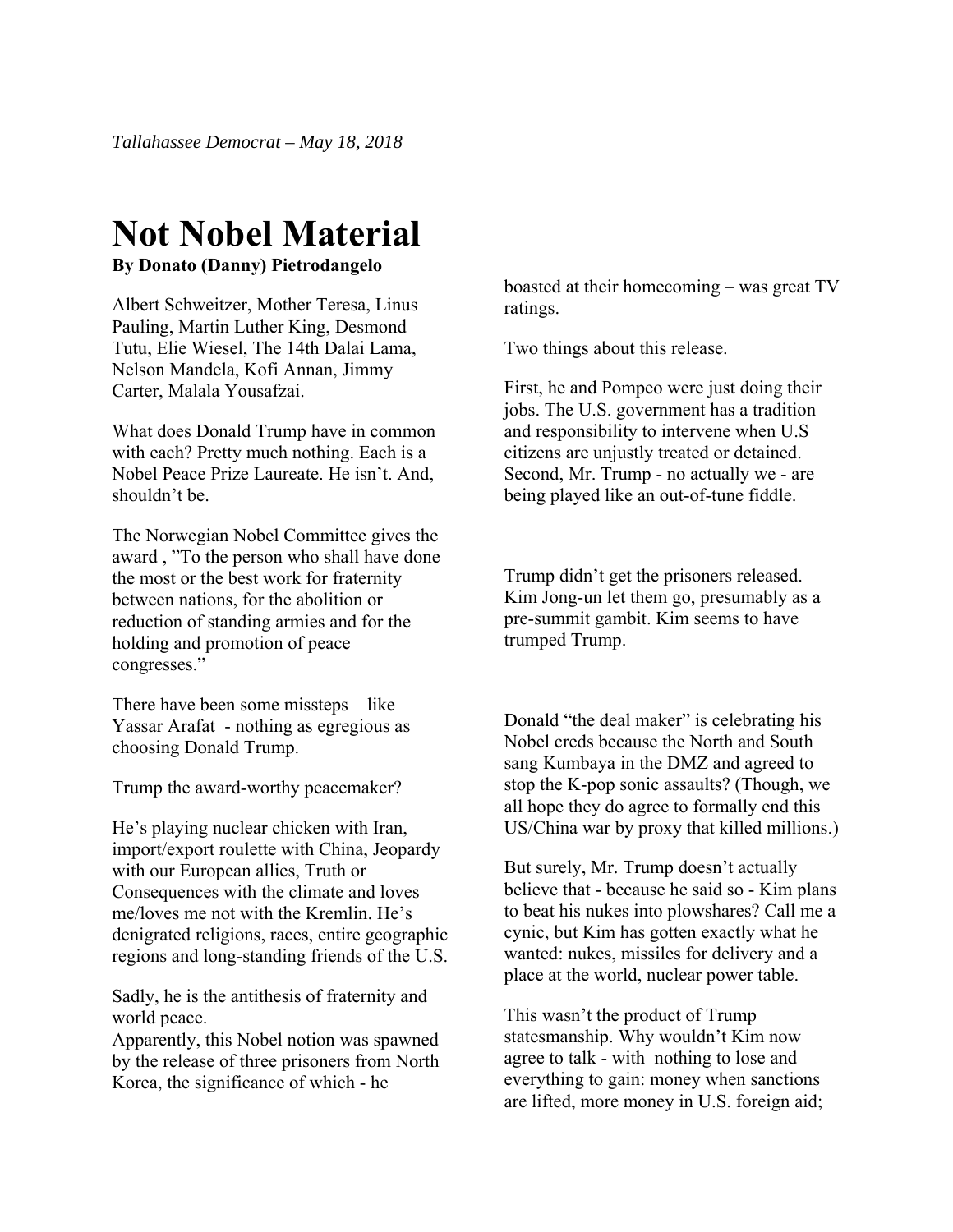*Tallahassee Democrat – May 18, 2018*

# Not Nobel Material

**By Donato (Danny) Pietrodangelo**

Albert Schweitzer, Mother Teresa, Linus Pauling, Martin Luther King, Desmond Tutu, Elie Wiesel, The 14th Dalai Lama, Nelson Mandela, Kofi Annan, Jimmy Carter, Malala Yousafzai.

What does Donald Trump have in common with each? Pretty much nothing. Each is a Nobel Peace Prize Laureate. He isn't. And, shouldn't be.

The Norwegian Nobel Committee gives the award , "To the person who shall have done the most or the best work for fraternity between nations, for the abolition or reduction of standing armies and for the holding and promotion of peace congresses."

There have been some missteps – like Yassar Arafat - nothing as egregious as choosing Donald Trump.

Trump the award-worthy peacemaker?

He's playing nuclear chicken with Iran, import/export roulette with China, Jeopardy with our European allies, Truth or Consequences with the climate and loves me/loves me not with the Kremlin. He's denigrated religions, races, entire geographic regions and long-standing friends of the U.S.

Sadly, he is the antithesis of fraternity and world peace.

Apparently, this Nobel notion was spawned by the release of three prisoners from North Korea, the significance of which - he boasted at their homecoming – was great TV ratings.

Two things about this release.

First, he and Pompeo were just doing their jobs. The U.S. government has a tradition and responsibility to intervene when U.S citizens are unjustly treated or detained. Second, Mr. Trump - no actually we - are being played like an out-of-tune fiddle.

Trump didn't get the prisoners released. Kim Jong-un let them go, presumably as a pre-summit gambit. Kim seems to have trumped Trump.

Donald "the deal maker" is celebrating his Nobel creds because the North and South sang Kumbaya in the DMZ and agreed to stop the K-pop sonic assaults? (Though, we all hope they do agree to formally end this US/China war by proxy that killed millions.)

But surely, Mr. Trump doesn't actually believe that - because he said so - Kim plans to beat his nukes into plowshares? Call me a cynic, but Kim has gotten exactly what he wanted: nukes, missiles for delivery and a place at the world, nuclear power table.

This wasn't the product of Trump statesmanship. Why wouldn't Kim now agree to talk - with nothing to lose and everything to gain: money when sanctions are lifted, more money in U.S. foreign aid;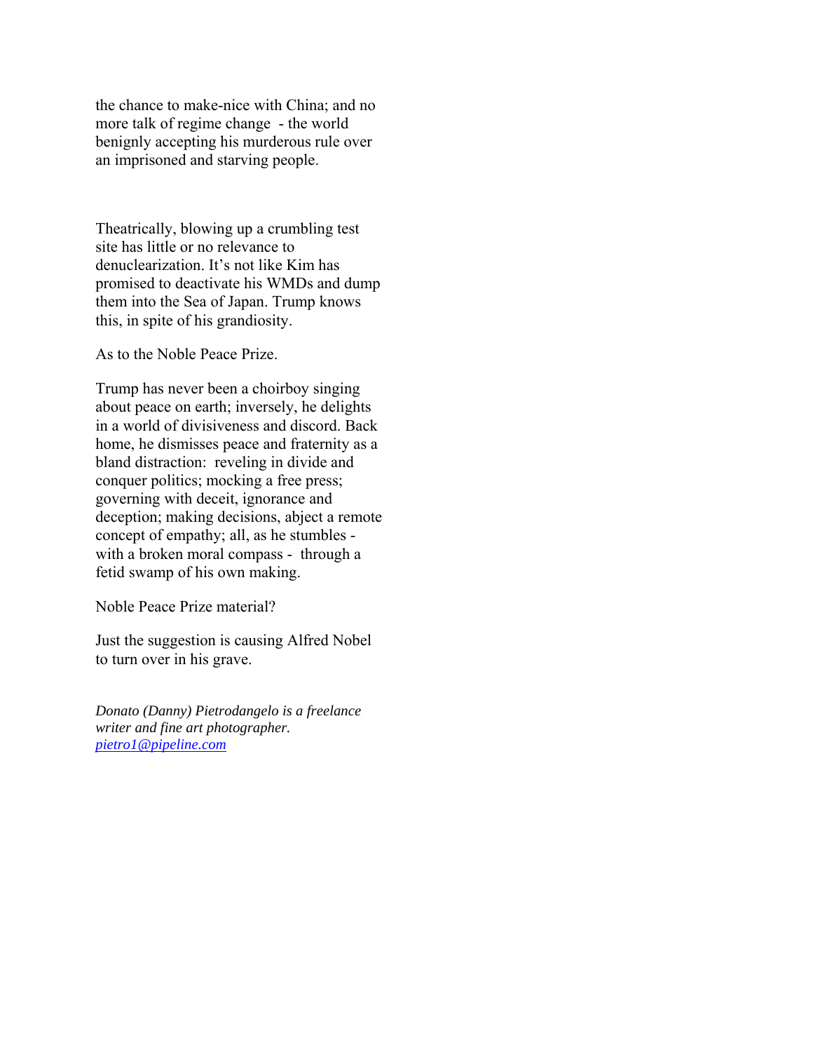the chance to make-nice with China; and no more talk of regime change - the world benignly accepting his murderous rule over an imprisoned and starving people.

Theatrically, blowing up a crumbling test site has little or no relevance to denuclearization. It's not like Kim has promised to deactivate his WMDs and dump them into the Sea of Japan. Trump knows this, in spite of his grandiosity.

As to the Noble Peace Prize.

Trump has never been a choirboy singing about peace on earth; inversely, he delights in a world of divisiveness and discord. Back home, he dismisses peace and fraternity as a bland distraction: reveling in divide and conquer politics; mocking a free press; governing with deceit, ignorance and deception; making decisions, abject a remote concept of empathy; all, as he stumbles - with a broken moral compass - through a fetid swamp of his own making.

Noble Peace Prize material?

Just the suggestion is causing Alfred Nobel to turn over in his grave.

*Donato (Danny) Pietrodangelo is a freelance writer and fine art photographer.*
*pietro1@pipeline.com*